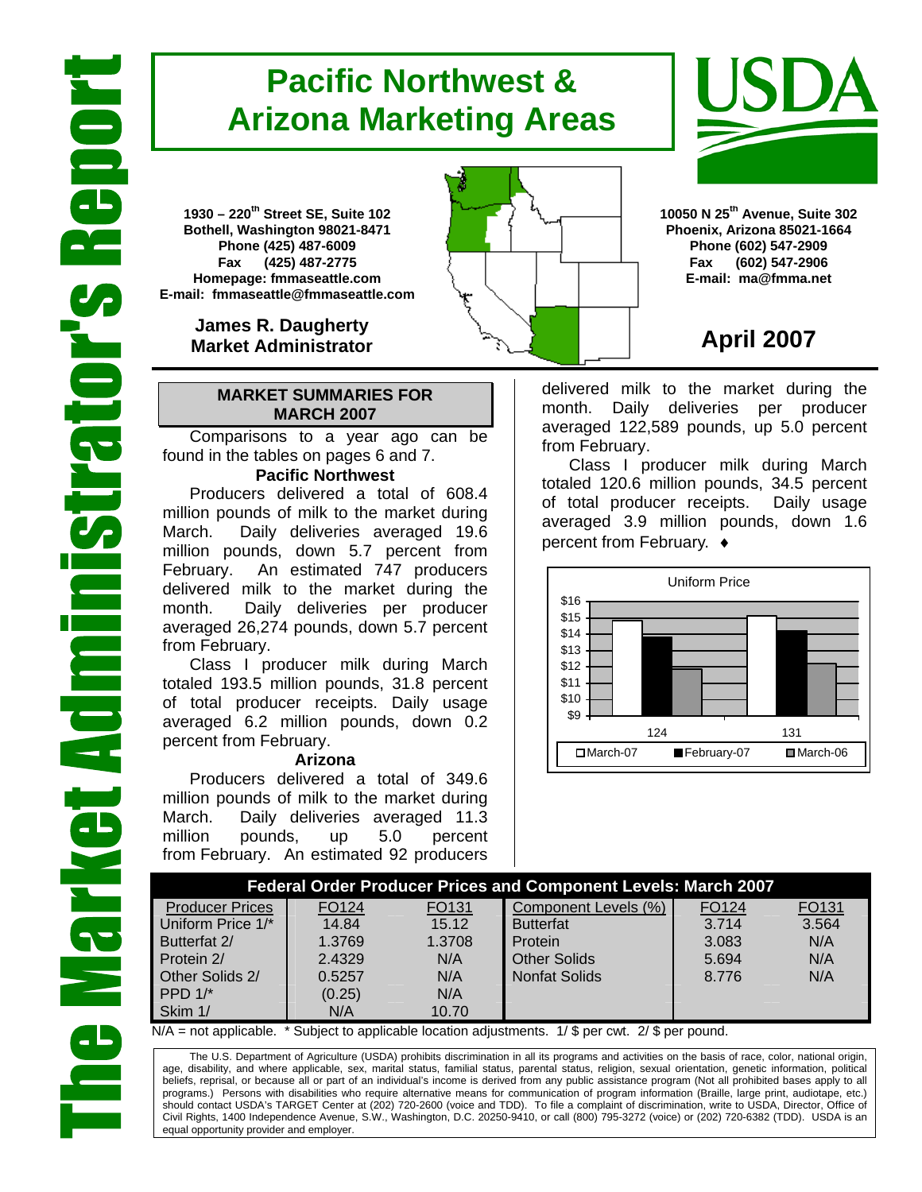# The Market Administrator's Report

# Pacific Northwest & Arizona Marketing Areas

**1930 – 220th Street SE, Suite 102**
**Bothell, Washington 98021-8471**
**Phone (425) 487-6009**
**Fax (425) 487-2775**
**Homepage: fmmaseattle.com**
**E-mail: fmmaseattle@fmmaseattle.com**

**James R. Daugherty**
**Market Administrator**

**10050 N 25th Avenue, Suite 302**
**Phoenix, Arizona 85021-1664**
**Phone (602) 547-2909**
**Fax (602) 547-2906**
**E-mail: ma@fmma.net**

## April 2007

### MARKET SUMMARIES FOR MARCH 2007

Comparisons to a year ago can be found in the tables on pages 6 and 7.

**Pacific Northwest**

Producers delivered a total of 608.4 million pounds of milk to the market during March. Daily deliveries averaged 19.6 million pounds, down 5.7 percent from February. An estimated 747 producers delivered milk to the market during the month. Daily deliveries per producer averaged 26,274 pounds, down 5.7 percent from February.

Class I producer milk during March totaled 193.5 million pounds, 31.8 percent of total producer receipts. Daily usage averaged 6.2 million pounds, down 0.2 percent from February.

**Arizona**

Producers delivered a total of 349.6 million pounds of milk to the market during March. Daily deliveries averaged 11.3 million pounds, up 5.0 percent from February. An estimated 92 producers delivered milk to the market during the month. Daily deliveries per producer averaged 122,589 pounds, up 5.0 percent from February.

Class I producer milk during March totaled 120.6 million pounds, 34.5 percent of total producer receipts. Daily usage averaged 3.9 million pounds, down 1.6 percent from February. ♦

Uniform Price

| | March-07 | February-07 | March-06 |
|---|---|---|---|
| 124 | | | |
| 131 | | | |

### Federal Order Producer Prices and Component Levels: March 2007

| Producer Prices | FO124 | FO131 | Component Levels (%) | FO124 | FO131 |
|---|---|---|---|---|---|
| Uniform Price 1/* | 14.84 | 15.12 | Butterfat | 3.714 | 3.564 |
| Butterfat 2/ | 1.3769 | 1.3708 | Protein | 3.083 | N/A |
| Protein 2/ | 2.4329 | N/A | Other Solids | 5.694 | N/A |
| Other Solids 2/ | 0.5257 | N/A | Nonfat Solids | 8.776 | N/A |
| PPD 1/* | (0.25) | N/A | | | |
| Skim 1/ | N/A | 10.70 | | | |

N/A = not applicable. * Subject to applicable location adjustments. 1/ $ per cwt. 2/ $ per pound.

The U.S. Department of Agriculture (USDA) prohibits discrimination in all its programs and activities on the basis of race, color, national origin, age, disability, and where applicable, sex, marital status, familial status, parental status, religion, sexual orientation, genetic information, political beliefs, reprisal, or because all or part of an individual's income is derived from any public assistance program (Not all prohibited bases apply to all programs.) Persons with disabilities who require alternative means for communication of program information (Braille, large print, audiotape, etc.) should contact USDA's TARGET Center at (202) 720-2600 (voice and TDD). To file a complaint of discrimination, write to USDA, Director, Office of Civil Rights, 1400 Independence Avenue, S.W., Washington, D.C. 20250-9410, or call (800) 795-3272 (voice) or (202) 720-6382 (TDD). USDA is an equal opportunity provider and employer.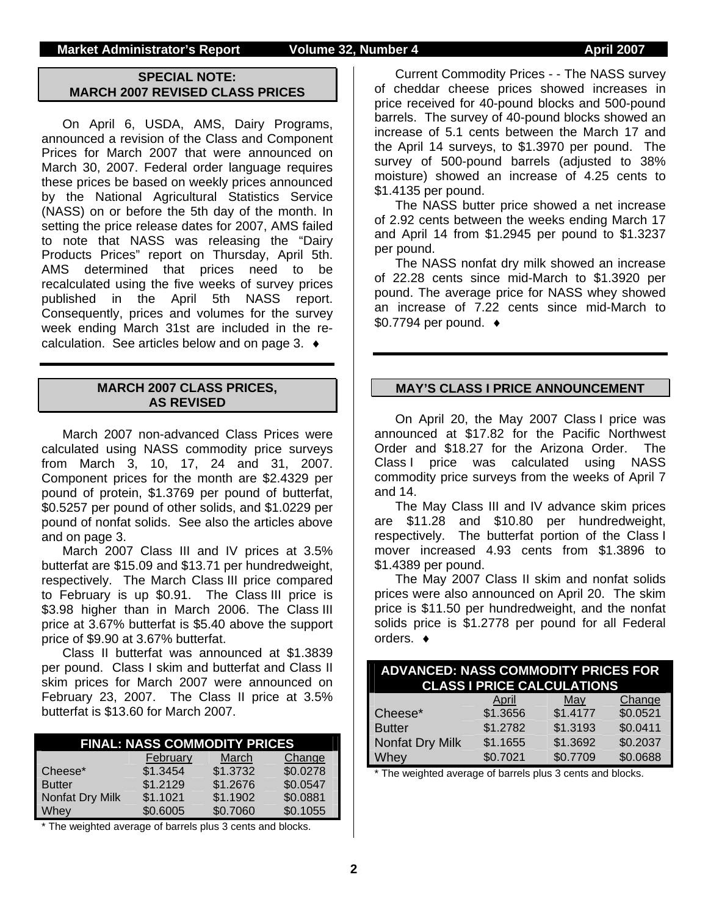## SPECIAL NOTE: MARCH 2007 REVISED CLASS PRICES

On April 6, USDA, AMS, Dairy Programs, announced a revision of the Class and Component Prices for March 2007 that were announced on March 30, 2007. Federal order language requires these prices be based on weekly prices announced by the National Agricultural Statistics Service (NASS) on or before the 5th day of the month. In setting the price release dates for 2007, AMS failed to note that NASS was releasing the "Dairy Products Prices" report on Thursday, April 5th. AMS determined that prices need to be recalculated using the five weeks of survey prices published in the April 5th NASS report. Consequently, prices and volumes for the survey week ending March 31st are included in the re-calculation. See articles below and on page 3. ♦

## MARCH 2007 CLASS PRICES, AS REVISED

March 2007 non-advanced Class Prices were calculated using NASS commodity price surveys from March 3, 10, 17, 24 and 31, 2007. Component prices for the month are $2.4329 per pound of protein, $1.3769 per pound of butterfat, $0.5257 per pound of other solids, and $1.0229 per pound of nonfat solids. See also the articles above and on page 3.

March 2007 Class III and IV prices at 3.5% butterfat are $15.09 and $13.71 per hundredweight, respectively. The March Class III price compared to February is up $0.91. The Class III price is $3.98 higher than in March 2006. The Class III price at 3.67% butterfat is $5.40 above the support price of $9.90 at 3.67% butterfat.

Class II butterfat was announced at $1.3839 per pound. Class I skim and butterfat and Class II skim prices for March 2007 were announced on February 23, 2007. The Class II price at 3.5% butterfat is $13.60 for March 2007.

**FINAL: NASS COMMODITY PRICES**

| | February | March | Change |
|---|---|---|---|
| Cheese* | $1.3454 | $1.3732 | $0.0278 |
| Butter | $1.2129 | $1.2676 | $0.0547 |
| Nonfat Dry Milk | $1.1021 | $1.1902 | $0.0881 |
| Whey | $0.6005 | $0.7060 | $0.1055 |

* The weighted average of barrels plus 3 cents and blocks.

Current Commodity Prices - - The NASS survey of cheddar cheese prices showed increases in price received for 40-pound blocks and 500-pound barrels. The survey of 40-pound blocks showed an increase of 5.1 cents between the March 17 and the April 14 surveys, to $1.3970 per pound. The survey of 500-pound barrels (adjusted to 38% moisture) showed an increase of 4.25 cents to $1.4135 per pound.

The NASS butter price showed a net increase of 2.92 cents between the weeks ending March 17 and April 14 from $1.2945 per pound to $1.3237 per pound.

The NASS nonfat dry milk showed an increase of 22.28 cents since mid-March to $1.3920 per pound. The average price for NASS whey showed an increase of 7.22 cents since mid-March to $0.7794 per pound. ♦

## MAY'S CLASS I PRICE ANNOUNCEMENT

On April 20, the May 2007 Class I price was announced at $17.82 for the Pacific Northwest Order and $18.27 for the Arizona Order. The Class I price was calculated using NASS commodity price surveys from the weeks of April 7 and 14.

The May Class III and IV advance skim prices are $11.28 and $10.80 per hundredweight, respectively. The butterfat portion of the Class I mover increased 4.93 cents from $1.3896 to $1.4389 per pound.

The May 2007 Class II skim and nonfat solids prices were also announced on April 20. The skim price is $11.50 per hundredweight, and the nonfat solids price is $1.2778 per pound for all Federal orders. ♦

**ADVANCED: NASS COMMODITY PRICES FOR CLASS I PRICE CALCULATIONS**

| | April | May | Change |
|---|---|---|---|
| Cheese* | $1.3656 | $1.4177 | $0.0521 |
| Butter | $1.2782 | $1.3193 | $0.0411 |
| Nonfat Dry Milk | $1.1655 | $1.3692 | $0.2037 |
| Whey | $0.7021 | $0.7709 | $0.0688 |

* The weighted average of barrels plus 3 cents and blocks.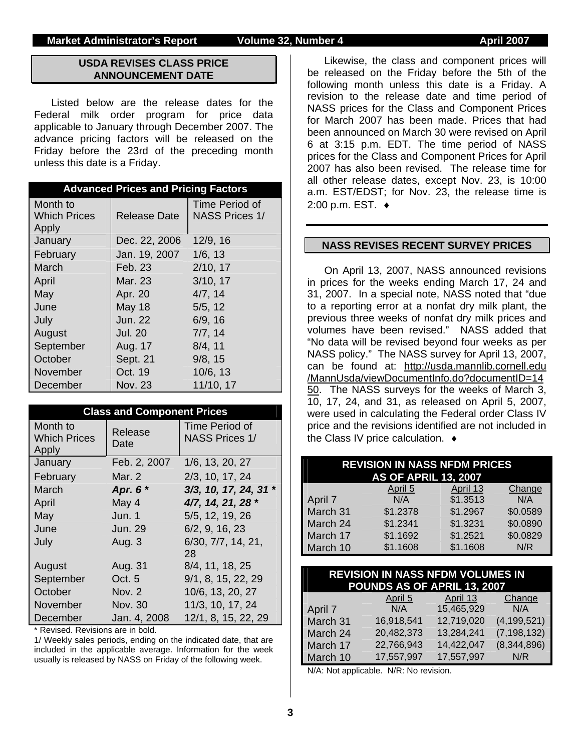## USDA REVISES CLASS PRICE ANNOUNCEMENT DATE

Listed below are the release dates for the Federal milk order program for price data applicable to January through December 2007. The advance pricing factors will be released on the Friday before the 23rd of the preceding month unless this date is a Friday.

| Advanced Prices and Pricing Factors | | |
|---|---|---|
| Month to Which Prices Apply | Release Date | Time Period of NASS Prices 1/ |
| January | Dec. 22, 2006 | 12/9, 16 |
| February | Jan. 19, 2007 | 1/6, 13 |
| March | Feb. 23 | 2/10, 17 |
| April | Mar. 23 | 3/10, 17 |
| May | Apr. 20 | 4/7, 14 |
| June | May 18 | 5/5, 12 |
| July | Jun. 22 | 6/9, 16 |
| August | Jul. 20 | 7/7, 14 |
| September | Aug. 17 | 8/4, 11 |
| October | Sept. 21 | 9/8, 15 |
| November | Oct. 19 | 10/6, 13 |
| December | Nov. 23 | 11/10, 17 |

| Class and Component Prices | | |
|---|---|---|
| Month to Which Prices Apply | Release Date | Time Period of NASS Prices 1/ |
| January | Feb. 2, 2007 | 1/6, 13, 20, 27 |
| February | Mar. 2 | 2/3, 10, 17, 24 |
| March | ***Apr. 6 **** | ***3/3, 10, 17, 24, 31 **** |
| April | May 4 | ***4/7, 14, 21, 28 **** |
| May | Jun. 1 | 5/5, 12, 19, 26 |
| June | Jun. 29 | 6/2, 9, 16, 23 |
| July | Aug. 3 | 6/30, 7/7, 14, 21, 28 |
| August | Aug. 31 | 8/4, 11, 18, 25 |
| September | Oct. 5 | 9/1, 8, 15, 22, 29 |
| October | Nov. 2 | 10/6, 13, 20, 27 |
| November | Nov. 30 | 11/3, 10, 17, 24 |
| December | Jan. 4, 2008 | 12/1, 8, 15, 22, 29 |

\* Revised. Revisions are in bold.

1/ Weekly sales periods, ending on the indicated date, that are included in the applicable average. Information for the week usually is released by NASS on Friday of the following week.

Likewise, the class and component prices will be released on the Friday before the 5th of the following month unless this date is a Friday. A revision to the release date and time period of NASS prices for the Class and Component Prices for March 2007 has been made. Prices that had been announced on March 30 were revised on April 6 at 3:15 p.m. EDT. The time period of NASS prices for the Class and Component Prices for April 2007 has also been revised. The release time for all other release dates, except Nov. 23, is 10:00 a.m. EST/EDST; for Nov. 23, the release time is 2:00 p.m. EST. ♦

## NASS REVISES RECENT SURVEY PRICES

On April 13, 2007, NASS announced revisions in prices for the weeks ending March 17, 24 and 31, 2007. In a special note, NASS noted that "due to a reporting error at a nonfat dry milk plant, the previous three weeks of nonfat dry milk prices and volumes have been revised." NASS added that "No data will be revised beyond four weeks as per NASS policy." The NASS survey for April 13, 2007, can be found at: http://usda.mannlib.cornell.edu/MannUsda/viewDocumentInfo.do?documentID=1450. The NASS surveys for the weeks of March 3, 10, 17, 24, and 31, as released on April 5, 2007, were used in calculating the Federal order Class IV price and the revisions identified are not included in the Class IV price calculation. ♦

| REVISION IN NASS NFDM PRICES AS OF APRIL 13, 2007 | | | |
|---|---|---|---|
| | April 5 | April 13 | Change |
| April 7 | N/A | $1.3513 | N/A |
| March 31 | $1.2378 | $1.2967 | $0.0589 |
| March 24 | $1.2341 | $1.3231 | $0.0890 |
| March 17 | $1.1692 | $1.2521 | $0.0829 |
| March 10 | $1.1608 | $1.1608 | N/R |

| REVISION IN NASS NFDM VOLUMES IN POUNDS AS OF APRIL 13, 2007 | | | |
|---|---|---|---|
| | April 5 | April 13 | Change |
| April 7 | N/A | 15,465,929 | N/A |
| March 31 | 16,918,541 | 12,719,020 | (4,199,521) |
| March 24 | 20,482,373 | 13,284,241 | (7,198,132) |
| March 17 | 22,766,943 | 14,422,047 | (8,344,896) |
| March 10 | 17,557,997 | 17,557,997 | N/R |

N/A: Not applicable. N/R: No revision.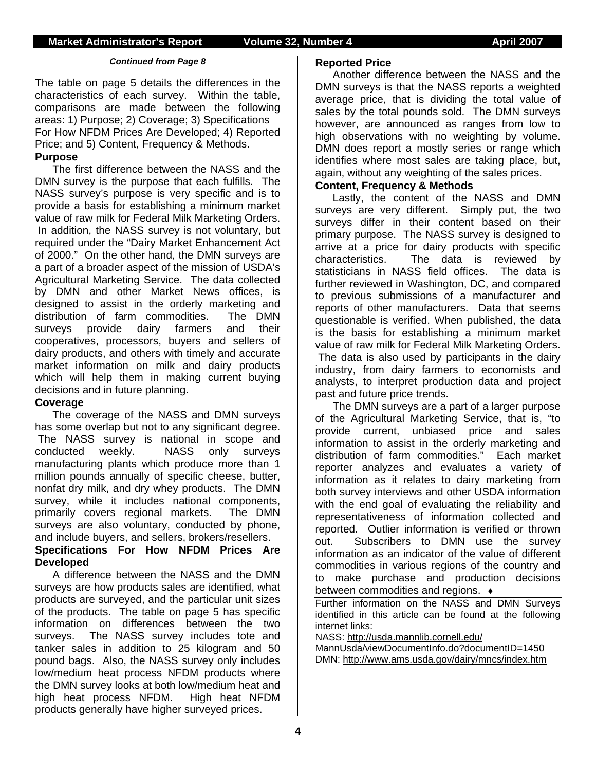*Continued from Page 8*

The table on page 5 details the differences in the characteristics of each survey. Within the table, comparisons are made between the following areas: 1) Purpose; 2) Coverage; 3) Specifications For How NFDM Prices Are Developed; 4) Reported Price; and 5) Content, Frequency & Methods.

**Purpose**

The first difference between the NASS and the DMN survey is the purpose that each fulfills. The NASS survey's purpose is very specific and is to provide a basis for establishing a minimum market value of raw milk for Federal Milk Marketing Orders. In addition, the NASS survey is not voluntary, but required under the "Dairy Market Enhancement Act of 2000." On the other hand, the DMN surveys are a part of a broader aspect of the mission of USDA's Agricultural Marketing Service. The data collected by DMN and other Market News offices, is designed to assist in the orderly marketing and distribution of farm commodities. The DMN surveys provide dairy farmers and their cooperatives, processors, buyers and sellers of dairy products, and others with timely and accurate market information on milk and dairy products which will help them in making current buying decisions and in future planning.

**Coverage**

The coverage of the NASS and DMN surveys has some overlap but not to any significant degree. The NASS survey is national in scope and conducted weekly. NASS only surveys manufacturing plants which produce more than 1 million pounds annually of specific cheese, butter, nonfat dry milk, and dry whey products. The DMN survey, while it includes national components, primarily covers regional markets. The DMN surveys are also voluntary, conducted by phone, and include buyers, and sellers, brokers/resellers.

**Specifications For How NFDM Prices Are Developed**

A difference between the NASS and the DMN surveys are how products sales are identified, what products are surveyed, and the particular unit sizes of the products. The table on page 5 has specific information on differences between the two surveys. The NASS survey includes tote and tanker sales in addition to 25 kilogram and 50 pound bags. Also, the NASS survey only includes low/medium heat process NFDM products where the DMN survey looks at both low/medium heat and high heat process NFDM. High heat NFDM products generally have higher surveyed prices.

**Reported Price**

Another difference between the NASS and the DMN surveys is that the NASS reports a weighted average price, that is dividing the total value of sales by the total pounds sold. The DMN surveys however, are announced as ranges from low to high observations with no weighting by volume. DMN does report a mostly series or range which identifies where most sales are taking place, but, again, without any weighting of the sales prices.

**Content, Frequency & Methods**

Lastly, the content of the NASS and DMN surveys are very different. Simply put, the two surveys differ in their content based on their primary purpose. The NASS survey is designed to arrive at a price for dairy products with specific characteristics. The data is reviewed by statisticians in NASS field offices. The data is further reviewed in Washington, DC, and compared to previous submissions of a manufacturer and reports of other manufacturers. Data that seems questionable is verified. When published, the data is the basis for establishing a minimum market value of raw milk for Federal Milk Marketing Orders. The data is also used by participants in the dairy industry, from dairy farmers to economists and analysts, to interpret production data and project past and future price trends.

The DMN surveys are a part of a larger purpose of the Agricultural Marketing Service, that is, "to provide current, unbiased price and sales information to assist in the orderly marketing and distribution of farm commodities." Each market reporter analyzes and evaluates a variety of information as it relates to dairy marketing from both survey interviews and other USDA information with the end goal of evaluating the reliability and representativeness of information collected and reported. Outlier information is verified or thrown out. Subscribers to DMN use the survey information as an indicator of the value of different commodities in various regions of the country and to make purchase and production decisions between commodities and regions. ♦

Further information on the NASS and DMN Surveys identified in this article can be found at the following internet links:

NASS: http://usda.mannlib.cornell.edu/MannUsda/viewDocumentInfo.do?documentID=1450

DMN: http://www.ams.usda.gov/dairy/mncs/index.htm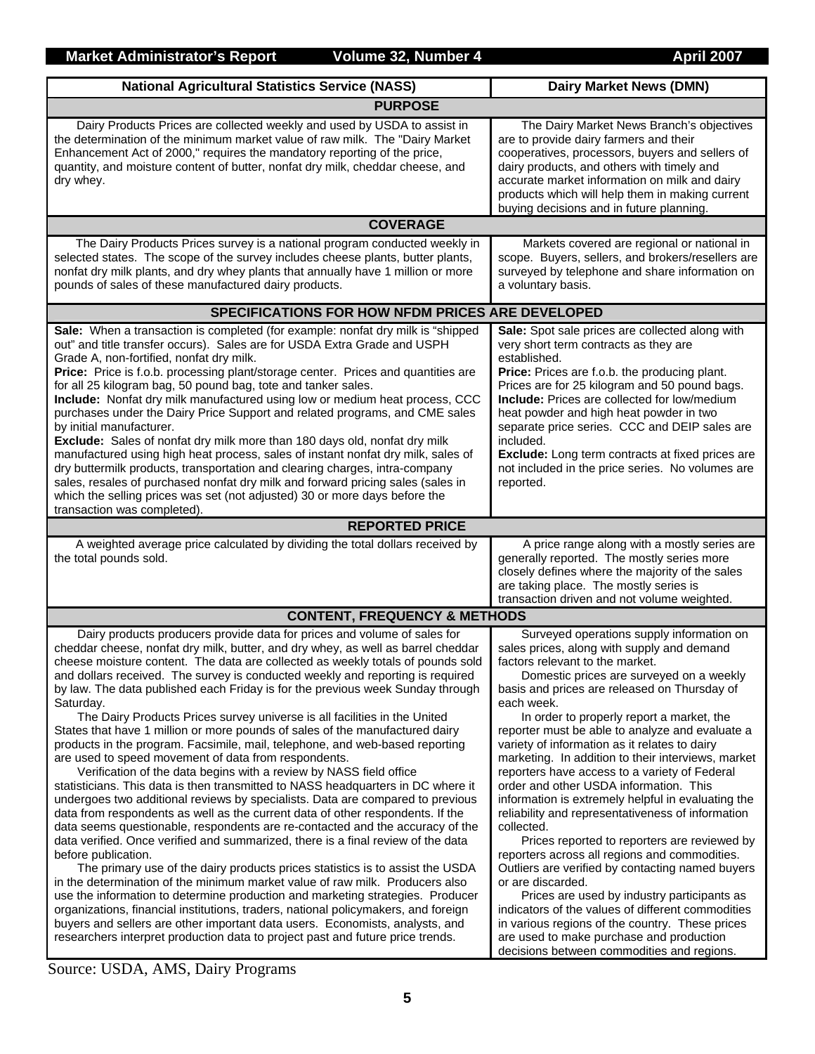| National Agricultural Statistics Service (NASS) | Dairy Market News (DMN) |
|---|---|
| **PURPOSE** | |
| Dairy Products Prices are collected weekly and used by USDA to assist in the determination of the minimum market value of raw milk. The "Dairy Market Enhancement Act of 2000," requires the mandatory reporting of the price, quantity, and moisture content of butter, nonfat dry milk, cheddar cheese, and dry whey. | The Dairy Market News Branch's objectives are to provide dairy farmers and their cooperatives, processors, buyers and sellers of dairy products, and others with timely and accurate market information on milk and dairy products which will help them in making current buying decisions and in future planning. |
| **COVERAGE** | |
| The Dairy Products Prices survey is a national program conducted weekly in selected states. The scope of the survey includes cheese plants, butter plants, nonfat dry milk plants, and dry whey plants that annually have 1 million or more pounds of sales of these manufactured dairy products. | Markets covered are regional or national in scope. Buyers, sellers, and brokers/resellers are surveyed by telephone and share information on a voluntary basis. |
| **SPECIFICATIONS FOR HOW NFDM PRICES ARE DEVELOPED** | |
| **Sale:** When a transaction is completed (for example: nonfat dry milk is "shipped out" and title transfer occurs). Sales are for USDA Extra Grade and USPH Grade A, non-fortified, nonfat dry milk.<br>**Price:** Price is f.o.b. processing plant/storage center. Prices and quantities are for all 25 kilogram bag, 50 pound bag, tote and tanker sales.<br>**Include:** Nonfat dry milk manufactured using low or medium heat process, CCC purchases under the Dairy Price Support and related programs, and CME sales by initial manufacturer.<br>**Exclude:** Sales of nonfat dry milk more than 180 days old, nonfat dry milk manufactured using high heat process, sales of instant nonfat dry milk, sales of dry buttermilk products, transportation and clearing charges, intra-company sales, resales of purchased nonfat dry milk and forward pricing sales (sales in which the selling prices was set (not adjusted) 30 or more days before the transaction was completed). | **Sale:** Spot sale prices are collected along with very short term contracts as they are established.<br>**Price:** Prices are f.o.b. the producing plant. Prices are for 25 kilogram and 50 pound bags.<br>**Include:** Prices are collected for low/medium heat powder and high heat powder in two separate price series. CCC and DEIP sales are included.<br>**Exclude:** Long term contracts at fixed prices are not included in the price series. No volumes are reported. |
| **REPORTED PRICE** | |
| A weighted average price calculated by dividing the total dollars received by the total pounds sold. | A price range along with a mostly series are generally reported. The mostly series more closely defines where the majority of the sales are taking place. The mostly series is transaction driven and not volume weighted. |
| **CONTENT, FREQUENCY & METHODS** | |
| Dairy products producers provide data for prices and volume of sales for cheddar cheese, nonfat dry milk, butter, and dry whey, as well as barrel cheddar cheese moisture content. The data are collected as weekly totals of pounds sold and dollars received. The survey is conducted weekly and reporting is required by law. The data published each Friday is for the previous week Sunday through Saturday.<br>The Dairy Products Prices survey universe is all facilities in the United States that have 1 million or more pounds of sales of the manufactured dairy products in the program. Facsimile, mail, telephone, and web-based reporting are used to speed movement of data from respondents.<br>Verification of the data begins with a review by NASS field office statisticians. This data is then transmitted to NASS headquarters in DC where it undergoes two additional reviews by specialists. Data are compared to previous data from respondents as well as the current data of other respondents. If the data seems questionable, respondents are re-contacted and the accuracy of the data verified. Once verified and summarized, there is a final review of the data before publication.<br>The primary use of the dairy products prices statistics is to assist the USDA in the determination of the minimum market value of raw milk. Producers also use the information to determine production and marketing strategies. Producer organizations, financial institutions, traders, national policymakers, and foreign buyers and sellers are other important data users. Economists, analysts, and researchers interpret production data to project past and future price trends. | Surveyed operations supply information on sales prices, along with supply and demand factors relevant to the market.<br>Domestic prices are surveyed on a weekly basis and prices are released on Thursday of each week.<br>In order to properly report a market, the reporter must be able to analyze and evaluate a variety of information as it relates to dairy marketing. In addition to their interviews, market reporters have access to a variety of Federal order and other USDA information. This information is extremely helpful in evaluating the reliability and representativeness of information collected.<br>Prices reported to reporters are reviewed by reporters across all regions and commodities. Outliers are verified by contacting named buyers or are discarded.<br>Prices are used by industry participants as indicators of the values of different commodities in various regions of the country. These prices are used to make purchase and production decisions between commodities and regions. |

Source: USDA, AMS, Dairy Programs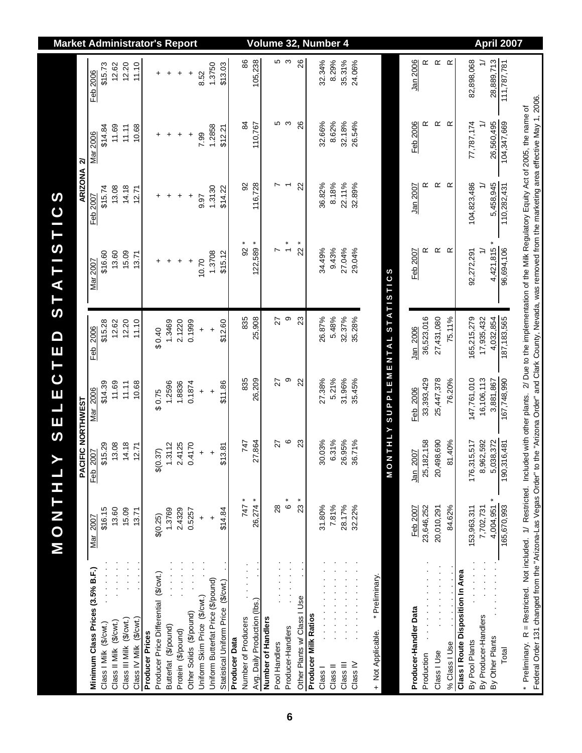# MONTHLY SELECTED STATISTICS

| | PACIFIC NORTHWEST | | | | ARIZONA 2/ | | | |
|---|---|---|---|---|---|---|---|---|
| | Mar 2007 | Feb 2007 | Mar 2006 | Feb 2006 | Mar 2007 | Feb 2007 | Mar 2006 | Feb 2006 |
| **Minimum Class Prices (3.5% B.F.)** | | | | | | | | |
| Class I Milk ($/cwt.) | $16.15 | $15.29 | $14.39 | $15.28 | $16.60 | $15.74 | $14.84 | $15.73 |
| Class II Milk ($/cwt.) | 13.60 | 13.08 | 11.69 | 12.62 | 13.60 | 13.08 | 11.69 | 12.62 |
| Class III Milk ($/cwt.) | 15.09 | 14.18 | 11.11 | 12.20 | 15.09 | 14.18 | 11.11 | 12.20 |
| Class IV Milk ($/cwt.) | 13.71 | 12.71 | 10.68 | 11.10 | 13.71 | 12.71 | 10.68 | 11.10 |
| **Producer Prices** | | | | | | | | |
| Producer Price Differential ($/cwt.) | $(0.25) | $(0.37) | $ 0.75 | $ 0.40 | + | + | + | + |
| Butterfat ($/pound) | 1.3769 | 1.3112 | 1.2596 | 1.3469 | + | + | + | + |
| Protein ($/pound) | 2.4329 | 2.4125 | 1.8836 | 2.1220 | + | + | + | + |
| Other Solids ($/pound) | 0.5257 | 0.4170 | 0.1874 | 0.1999 | + | + | + | + |
| Uniform Skim Price ($/cwt.) | + | + | + | + | 10.70 | 9.97 | 7.99 | 8.52 |
| Uniform Butterfat Price ($/pound) | + | + | + | + | 1.3708 | 1.3130 | 1.2858 | 1.3750 |
| Statistical Uniform Price ($/cwt.) | $14.84 | $13.81 | $11.86 | $12.60 | $15.12 | $14.22 | $12.21 | $13.03 |
| **Producer Data** | | | | | | | | |
| Number of Producers | 747 * | 747 | 835 | 835 | 92 * | 92 | 84 | 86 |
| Avg. Daily Production (lbs.) | 26,274 * | 27,864 | 26,209 | 25,908 | 122,589 * | 116,728 | 110,767 | 105,238 |
| **Number of Handlers** | | | | | | | | |
| Pool Handlers | 28 | 27 | 27 | 27 | 7 | 7 | 5 | 5 |
| Producer-Handlers | 6 * | 6 | 9 | 9 | 1 * | 1 | 3 | 3 |
| Other Plants w/ Class I Use | 23 * | 23 | 22 | 23 | 22 * | 22 | 26 | 26 |
| **Producer Milk Ratios** | | | | | | | | |
| Class I | 31.80% | 30.03% | 27.38% | 26.87% | 34.49% | 36.82% | 32.66% | 32.34% |
| Class II | 7.81% | 6.31% | 5.21% | 5.48% | 9.43% | 8.18% | 8.62% | 8.29% |
| Class III | 28.17% | 26.95% | 31.96% | 32.37% | 27.04% | 22.11% | 32.18% | 35.31% |
| Class IV | 32.22% | 36.71% | 35.45% | 35.28% | 29.04% | 32.89% | 26.54% | 24.06% |

+ Not Applicable. * Preliminary.

## MONTHLY SUPPLEMENTAL STATISTICS

| | PACIFIC NORTHWEST | | | | ARIZONA | | | |
|---|---|---|---|---|---|---|---|---|
| **Producer-Handler Data** | Feb 2007 | Jan 2007 | Feb 2006 | Jan 2006 | Feb 2007 | Jan 2007 | Feb 2006 | Jan 2006 |
| Production | 23,646,252 | 25,182,158 | 33,393,429 | 36,523,016 | R | R | R | R |
| Class I Use | 20,010,291 | 20,498,690 | 25,447,378 | 27,431,080 | R | R | R | R |
| % Class I Use | 84.62% | 81.40% | 76.20% | 75.11% | R | R | R | R |
| **Class I Route Disposition In Area** | | | | | | | | |
| By Pool Plants | 153,963,311 | 176,315,517 | 147,761,010 | 165,215,279 | 92,272,291 | 104,823,486 | 77,787,174 | 82,898,068 |
| By Producer-Handlers | 7,702,731 | 8,962,592 | 16,106,113 | 17,935,432 | 1/ | 1/ | 1/ | 1/ |
| By Other Plants | 4,004,951 * | 5,038,372 | 3,881,867 | 4,032,854 | 4,421,815 * | 5,458,945 | 26,560,495 | 28,889,713 |
| Total | 165,670,993 | 190,316,481 | 167,748,990 | 187,183,565 | 96,694,106 | 110,282,431 | 104,347,669 | 111,787,781 |

\* Preliminary. R = Restricted. Not included. 1/ Restricted. Included with other plants. 2/ Due to the implementation of the Milk Regulatory Equity Act of 2005, the name of Federal Order 131 changed from the "Arizona-Las Vegas Order" to the "Arizona Order" and Clark County, Nevada, was removed from the marketing area effective May 1, 2006.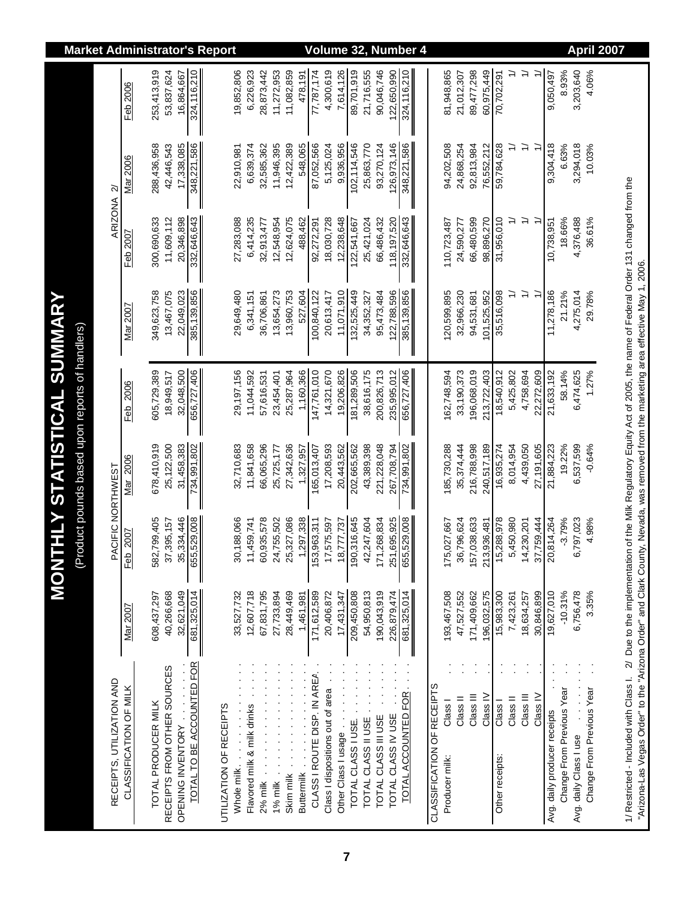# MONTHLY STATISTICAL SUMMARY

(Product pounds based upon reports of handlers)

| RECEIPTS, UTILIZATION AND CLASSIFICATION OF MILK | | PACIFIC NORTHWEST | | | | ARIZONA 2/ | | |
|---|---|---|---|---|---|---|---|---|
| | | Mar 2007 | Feb 2007 | Mar 2006 | Feb 2006 | Mar 2007 | Feb 2007 | Mar 2006 | Feb 2006 |
| TOTAL PRODUCER MILK | | 608,437,297 | 582,799,405 | 678,410,919 | 605,729,389 | 349,623,758 | 300,690,633 | 288,436,958 | 253,413,919 |
| RECEIPTS FROM OTHER SOURCES | | 40,266,668 | 37,395,157 | 25,122,500 | 18,949,517 | 13,467,075 | 11,609,112 | 42,446,543 | 53,837,624 |
| OPENING INVENTORY | | 32,621,049 | 35,334,446 | 31,458,383 | 32,048,500 | 22,049,023 | 20,346,898 | 17,338,085 | 16,864,667 |
| TOTAL TO BE ACCOUNTED FOR | | 681,325,014 | 655,529,008 | 734,991,802 | 656,727,406 | 385,139,856 | 332,646,643 | 348,221,586 | 324,116,210 |
| UTILIZATION OF RECEIPTS | | | | | | | | | |
| Whole milk | | 33,527,732 | 30,188,066 | 32,710,683 | 29,197,156 | 29,649,480 | 27,283,088 | 22,910,981 | 19,852,806 |
| Flavored milk & milk drinks | | 12,607,718 | 11,459,741 | 11,841,658 | 11,044,592 | 6,341,151 | 6,414,235 | 6,639,374 | 6,226,923 |
| 2% milk | | 67,831,795 | 60,935,578 | 66,065,296 | 57,616,531 | 36,706,861 | 32,913,477 | 32,585,362 | 28,873,442 |
| 1% milk | | 27,733,894 | 24,755,502 | 25,725,177 | 23,454,401 | 13,654,273 | 12,548,954 | 11,946,395 | 11,272,953 |
| Skim milk | | 28,449,469 | 25,327,086 | 27,342,636 | 25,287,964 | 13,960,753 | 12,624,075 | 12,422,389 | 11,082,859 |
| Buttermilk | | 1,461,981 | 1,297,338 | 1,327,957 | 1,160,366 | 527,604 | 488,462 | 548,065 | 478,191 |
| CLASS I ROUTE DISP. IN AREA | | 171,612,589 | 153,963,311 | 165,013,407 | 147,761,010 | 100,840,122 | 92,272,291 | 87,052,566 | 77,787,174 |
| Class I dispositions out of area | | 20,406,872 | 17,575,597 | 17,208,593 | 14,321,670 | 20,613,417 | 18,030,728 | 5,125,024 | 4,300,619 |
| Other Class I usage | | 17,431,347 | 18,777,737 | 20,443,562 | 19,206,826 | 11,071,910 | 12,238,648 | 9,936,956 | 7,614,126 |
| TOTAL CLASS I USE | | 209,450,808 | 190,316,645 | 202,665,562 | 181,289,506 | 132,525,449 | 122,541,667 | 102,114,546 | 89,701,919 |
| TOTAL CLASS II USE | | 54,950,813 | 42,247,604 | 43,389,398 | 38,616,175 | 34,352,327 | 25,421,024 | 25,863,770 | 21,716,555 |
| TOTAL CLASS III USE | | 190,043,919 | 171,268,834 | 221,228,048 | 200,826,713 | 95,473,484 | 66,486,432 | 93,270,124 | 90,046,746 |
| TOTAL CLASS IV USE | | 226,879,474 | 251,695,925 | 267,708,794 | 235,995,012 | 122,788,596 | 118,197,520 | 126,973,146 | 122,650,990 |
| TOTAL ACCOUNTED FOR | | 681,325,014 | 655,529,008 | 734,991,802 | 656,727,406 | 385,139,856 | 332,646,643 | 348,221,586 | 324,116,210 |
| CLASSIFICATION OF RECEIPTS | | | | | | | | | |
| Producer milk: | Class I | 193,467,508 | 175,027,667 | 185,730,288 | 162,748,594 | 120,599,895 | 110,723,487 | 94,202,508 | 81,948,865 |
| | Class II | 47,527,552 | 36,796,624 | 35,374,444 | 33,190,373 | 32,966,230 | 24,590,277 | 24,868,254 | 21,012,307 |
| | Class III | 171,409,662 | 157,038,633 | 216,788,998 | 196,068,019 | 94,531,681 | 66,480,599 | 92,813,984 | 89,477,298 |
| | Class IV | 196,032,575 | 213,936,481 | 240,517,189 | 213,722,403 | 101,525,952 | 98,896,270 | 76,552,212 | 60,975,449 |
| Other receipts: | Class I | 15,983,300 | 15,288,978 | 16,935,274 | 18,540,912 | 35,516,098 | 31,956,010 | 59,784,628 | 70,702,291 |
| | Class II | 7,423,261 | 5,450,980 | 8,014,954 | 5,425,802 | 1/ | 1/ | 1/ | 1/ |
| | Class III | 18,634,257 | 14,230,201 | 4,439,050 | 4,758,694 | 1/ | 1/ | 1/ | 1/ |
| | Class IV | 30,846,899 | 37,759,444 | 27,191,605 | 22,272,609 | 1/ | 1/ | 1/ | 1/ |
| Avg. daily producer receipts | | 19,627,010 | 20,814,264 | 21,884,223 | 21,633,192 | 11,278,186 | 10,738,951 | 9,304,418 | 9,050,497 |
| Change From Previous Year | | -10.31% | -3.79% | 19.22% | 58.14% | 21.21% | 18.66% | 6.63% | 8.93% |
| Avg. daily Class I use | | 6,756,478 | 6,797,023 | 6,537,599 | 6,474,625 | 4,275,014 | 4,376,488 | 3,294,018 | 3,203,640 |
| Change From Previous Year | | 3.35% | 4.98% | -0.64% | 1.27% | 29.78% | 36.61% | 10.03% | 4.06% |

1/ Restricted - Included with Class I. 2/ Due to the implementation of the Milk Regulatory Equity Act of 2005, the name of Federal Order 131 changed from the "Arizona-Las Vegas Order" to the "Arizona Order" and Clark County, Nevada, was removed from the marketing area effective May 1, 2006.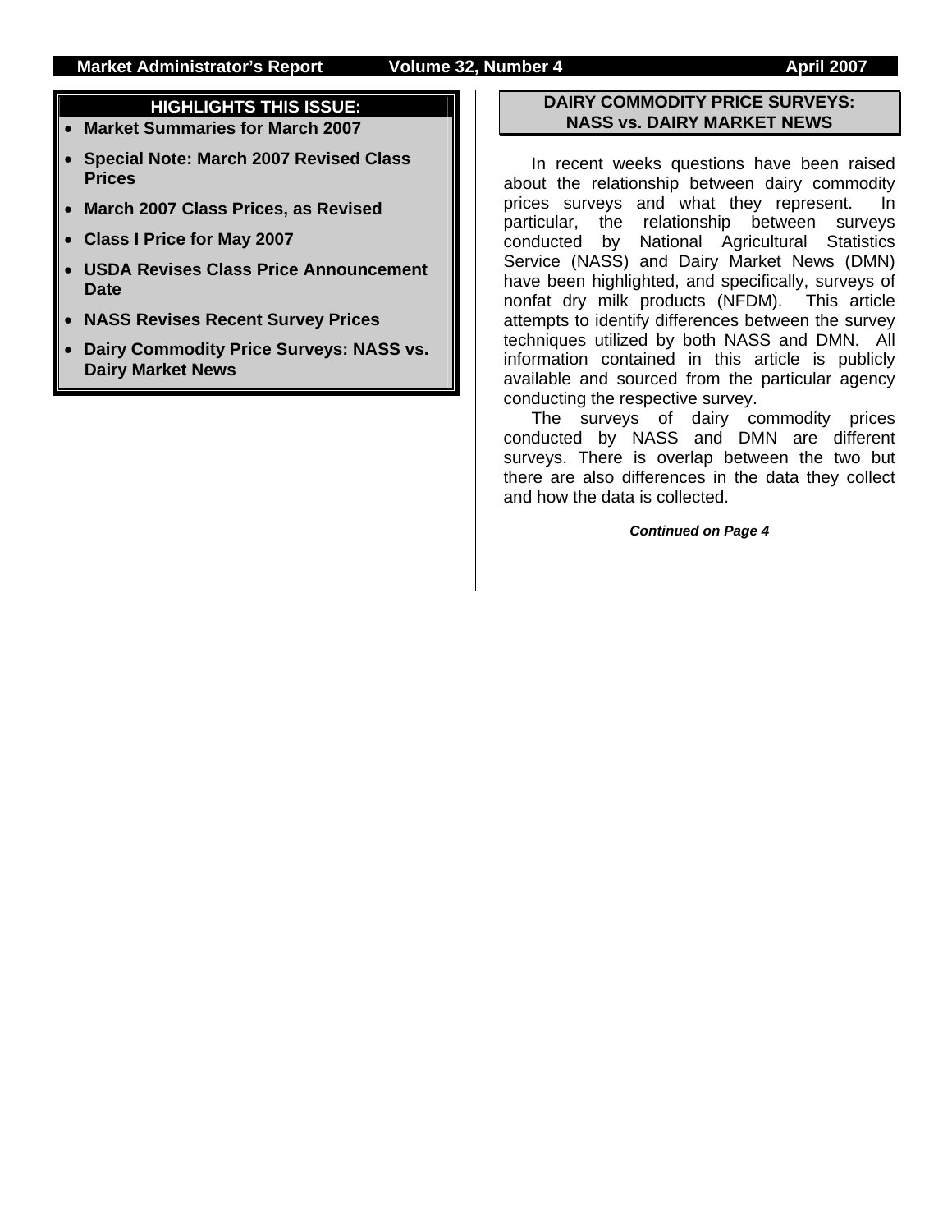## HIGHLIGHTS THIS ISSUE:

- **Market Summaries for March 2007**
- **Special Note: March 2007 Revised Class Prices**
- **March 2007 Class Prices, as Revised**
- **Class I Price for May 2007**
- **USDA Revises Class Price Announcement Date**
- **NASS Revises Recent Survey Prices**
- **Dairy Commodity Price Surveys: NASS vs. Dairy Market News**

## DAIRY COMMODITY PRICE SURVEYS: NASS vs. DAIRY MARKET NEWS

In recent weeks questions have been raised about the relationship between dairy commodity prices surveys and what they represent. In particular, the relationship between surveys conducted by National Agricultural Statistics Service (NASS) and Dairy Market News (DMN) have been highlighted, and specifically, surveys of nonfat dry milk products (NFDM). This article attempts to identify differences between the survey techniques utilized by both NASS and DMN. All information contained in this article is publicly available and sourced from the particular agency conducting the respective survey.

The surveys of dairy commodity prices conducted by NASS and DMN are different surveys. There is overlap between the two but there are also differences in the data they collect and how the data is collected.

***Continued on Page 4***